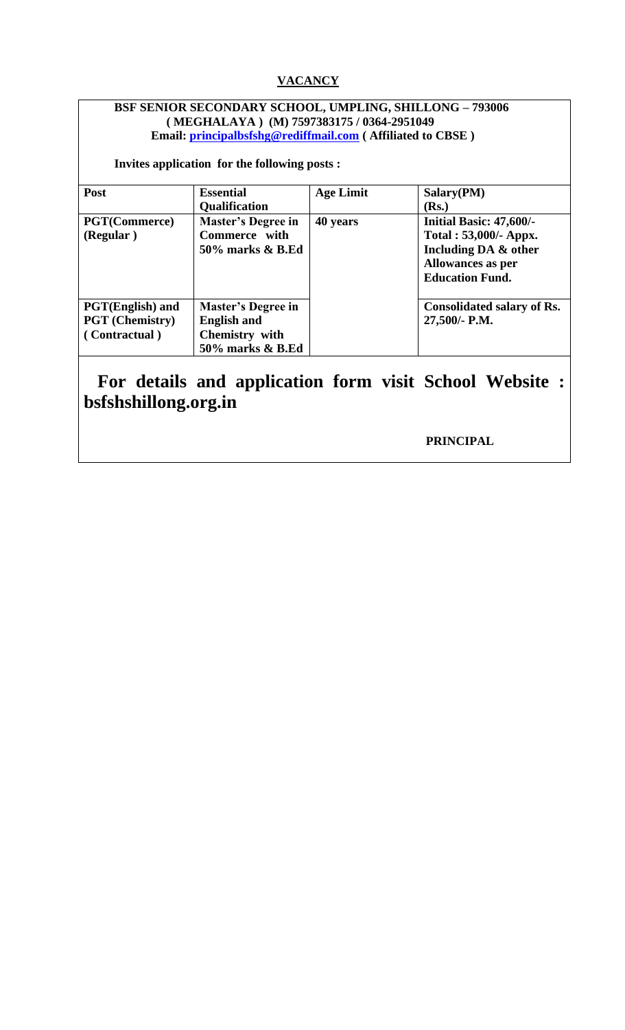## VACANCY

**BSF SENIOR SECONDARY SCHOOL, UMPLING, SHILLONG – 793006**
**( MEGHALAYA ) (M) 7597383175 / 0364-2951049**
**Email: principalbsfshg@rediffmail.com ( Affiliated to CBSE )**

**Invites application for the following posts :**

| Post | Essential Qualification | Age Limit | Salary(PM) (Rs.) |
|---|---|---|---|
| **PGT(Commerce) (Regular )** | **Master's Degree in Commerce with 50% marks & B.Ed** | **40 years** | **Initial Basic: 47,600/- Total : 53,000/- Appx. Including DA & other Allowances as per Education Fund.** |
| **PGT(English) and PGT (Chemistry) ( Contractual )** | **Master's Degree in English and Chemistry with 50% marks & B.Ed** | | **Consolidated salary of Rs. 27,500/- P.M.** |

**For details and application form visit School Website : bsfshshillong.org.in**

**PRINCIPAL**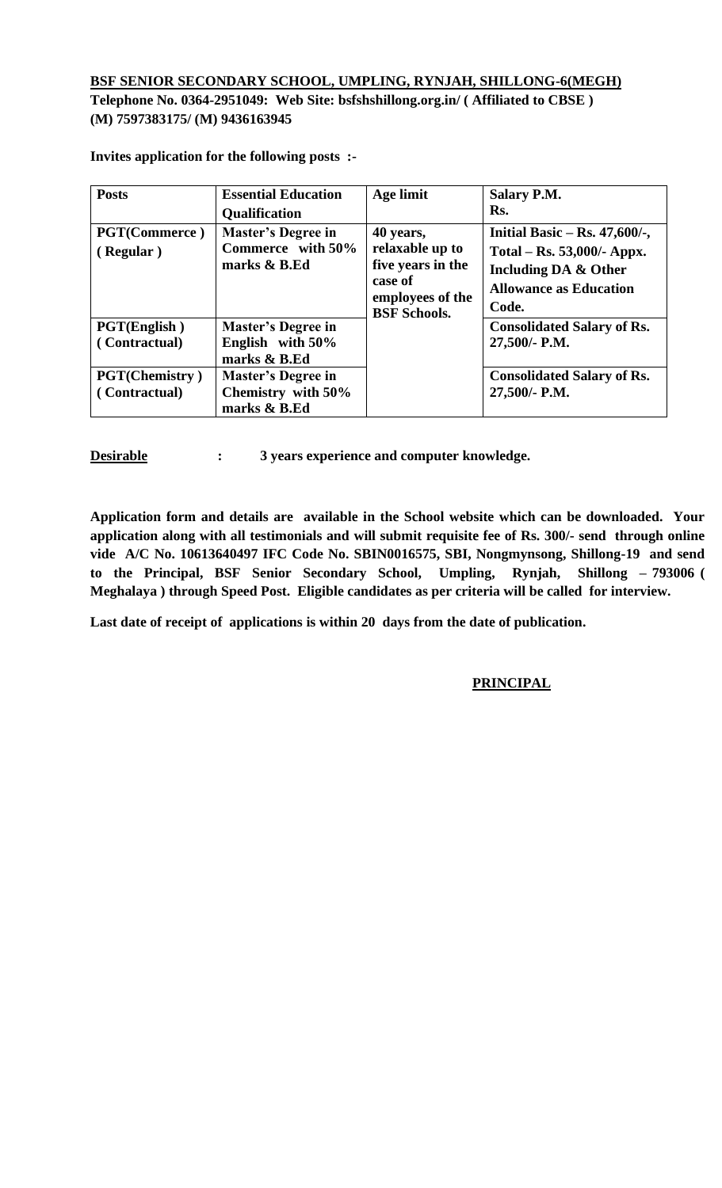**BSF SENIOR SECONDARY SCHOOL, UMPLING, RYNJAH, SHILLONG-6(MEGH)**

**Telephone No. 0364-2951049: Web Site: bsfshshillong.org.in/ ( Affiliated to CBSE )**
**(M) 7597383175/ (M) 9436163945**

**Invites application for the following posts :-**

| Posts | Essential Education Qualification | Age limit | Salary P.M. Rs. |
|---|---|---|---|
| **PGT(Commerce ) ( Regular )** | **Master's Degree in Commerce with 50% marks & B.Ed** | **40 years, relaxable up to five years in the case of employees of the BSF Schools.** | **Initial Basic – Rs. 47,600/-, Total – Rs. 53,000/- Appx. Including DA & Other Allowance as Education Code.** |
| **PGT(English ) ( Contractual)** | **Master's Degree in English with 50% marks & B.Ed** | | **Consolidated Salary of Rs. 27,500/- P.M.** |
| **PGT(Chemistry ) ( Contractual)** | **Master's Degree in Chemistry with 50% marks & B.Ed** | | **Consolidated Salary of Rs. 27,500/- P.M.** |

**Desirable : 3 years experience and computer knowledge.**

**Application form and details are available in the School website which can be downloaded. Your application along with all testimonials and will submit requisite fee of Rs. 300/- send through online vide A/C No. 10613640497 IFC Code No. SBIN0016575, SBI, Nongmynsong, Shillong-19 and send to the Principal, BSF Senior Secondary School, Umpling, Rynjah, Shillong – 793006 ( Meghalaya ) through Speed Post. Eligible candidates as per criteria will be called for interview.**

**Last date of receipt of applications is within 20 days from the date of publication.**

**PRINCIPAL**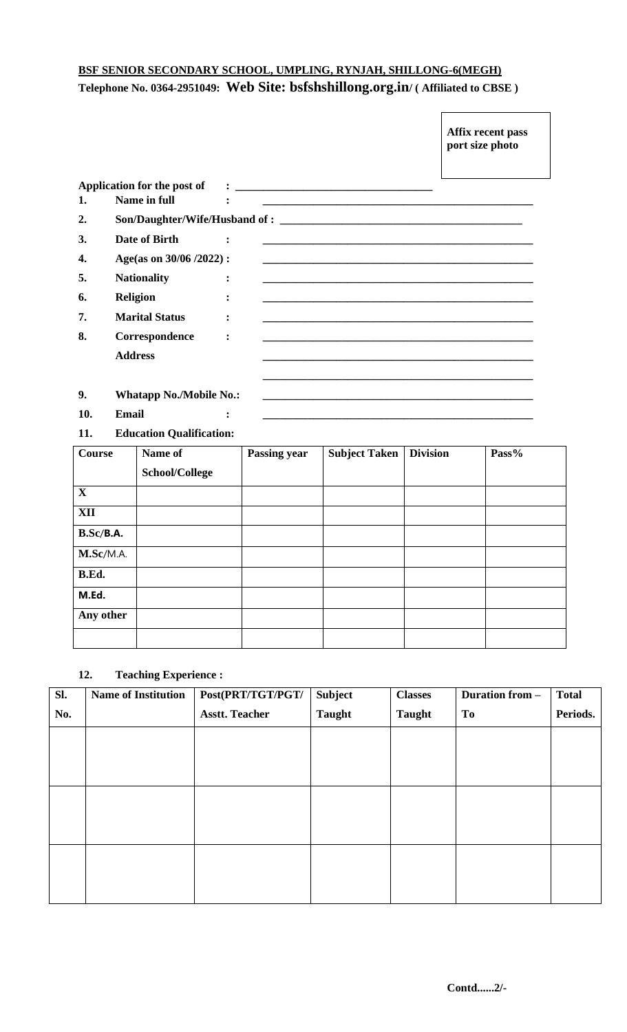**BSF SENIOR SECONDARY SCHOOL, UMPLING, RYNJAH, SHILLONG-6(MEGH)**

**Telephone No. 0364-2951049: Web Site: bsfshshillong.org.in/ ( Affiliated to CBSE )**

**Affix recent pass port size photo**

**Application for the post of :** ________________________________

1. **Name in full :** ________________________________
2. **Son/Daughter/Wife/Husband of :** ________________________________
3. **Date of Birth :** ________________________________
4. **Age(as on 30/06 /2022) :** ________________________________
5. **Nationality :** ________________________________
6. **Religion :** ________________________________
7. **Marital Status :** ________________________________
8. **Correspondence Address :** ________________________________

   ________________________________

9. **Whatapp No./Mobile No.:** ________________________________
10. **Email :** ________________________________
11. **Education Qualification:**

| Course | Name of School/College | Passing year | Subject Taken | Division | Pass% |
|---|---|---|---|---|---|
| X | | | | | |
| XII | | | | | |
| B.Sc/B.A. | | | | | |
| M.Sc/M.A. | | | | | |
| B.Ed. | | | | | |
| M.Ed. | | | | | |
| Any other | | | | | |
| | | | | | |

12. **Teaching Experience :**

| Sl. No. | Name of Institution | Post(PRT/TGT/PGT/ Asstt. Teacher | Subject Taught | Classes Taught | Duration from – To | Total Periods. |
|---|---|---|---|---|---|---|
| | | | | | | |
| | | | | | | |
| | | | | | | |

**Contd......2/-**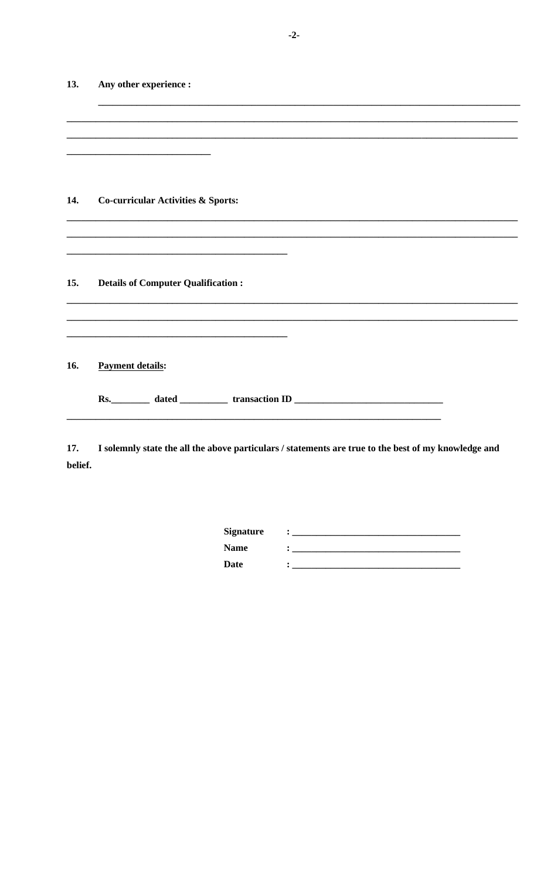**13. Any other experience :**

\_\_\_\_\_\_\_\_\_\_\_\_\_\_\_\_\_\_\_\_\_\_\_\_\_\_\_\_\_\_\_\_\_\_\_\_\_\_\_\_\_\_\_\_\_\_\_\_\_\_\_\_\_\_\_\_\_\_\_\_\_\_\_\_\_\_\_\_\_\_\_\_\_\_\_\_\_\_\_\_\_\_

\_\_\_\_\_\_\_\_\_\_\_\_\_\_\_\_\_\_\_\_\_\_\_\_\_\_\_\_\_\_\_\_\_\_\_\_\_\_\_\_\_\_\_\_\_\_\_\_\_\_\_\_\_\_\_\_\_\_\_\_\_\_\_\_\_\_\_\_\_\_\_\_\_\_\_\_\_\_\_\_\_\_\_\_\_\_\_\_

\_\_\_\_\_\_\_\_\_\_\_\_\_\_\_\_\_\_\_\_\_\_\_\_\_\_\_\_\_\_\_\_\_\_\_\_\_\_\_\_\_\_\_\_\_\_\_\_\_\_\_\_\_\_\_\_\_\_\_\_\_\_\_\_\_\_\_\_\_\_\_\_\_\_\_\_\_\_\_\_\_\_\_\_\_\_\_\_

\_\_\_\_\_\_\_\_\_\_\_\_\_\_\_\_\_\_\_\_\_\_\_\_\_\_\_\_

**14. Co-curricular Activities & Sports:**

\_\_\_\_\_\_\_\_\_\_\_\_\_\_\_\_\_\_\_\_\_\_\_\_\_\_\_\_\_\_\_\_\_\_\_\_\_\_\_\_\_\_\_\_\_\_\_\_\_\_\_\_\_\_\_\_\_\_\_\_\_\_\_\_\_\_\_\_\_\_\_\_\_\_\_\_\_\_\_\_\_\_\_\_\_\_\_\_

\_\_\_\_\_\_\_\_\_\_\_\_\_\_\_\_\_\_\_\_\_\_\_\_\_\_\_\_\_\_\_\_\_\_\_\_\_\_\_\_\_\_\_\_\_\_\_\_\_\_\_\_\_\_\_\_\_\_\_\_\_\_\_\_\_\_\_\_\_\_\_\_\_\_\_\_\_\_\_\_\_\_\_\_\_\_\_\_

\_\_\_\_\_\_\_\_\_\_\_\_\_\_\_\_\_\_\_\_\_\_\_\_\_\_\_\_\_\_\_\_\_\_\_\_\_\_\_\_\_\_

**15. Details of Computer Qualification :**

\_\_\_\_\_\_\_\_\_\_\_\_\_\_\_\_\_\_\_\_\_\_\_\_\_\_\_\_\_\_\_\_\_\_\_\_\_\_\_\_\_\_\_\_\_\_\_\_\_\_\_\_\_\_\_\_\_\_\_\_\_\_\_\_\_\_\_\_\_\_\_\_\_\_\_\_\_\_\_\_\_\_\_\_\_\_\_\_

\_\_\_\_\_\_\_\_\_\_\_\_\_\_\_\_\_\_\_\_\_\_\_\_\_\_\_\_\_\_\_\_\_\_\_\_\_\_\_\_\_\_\_\_\_\_\_\_\_\_\_\_\_\_\_\_\_\_\_\_\_\_\_\_\_\_\_\_\_\_\_\_\_\_\_\_\_\_\_\_\_\_\_\_\_\_\_\_

\_\_\_\_\_\_\_\_\_\_\_\_\_\_\_\_\_\_\_\_\_\_\_\_\_\_\_\_\_\_\_\_\_\_\_\_\_\_\_\_\_\_

**16. Payment details:**

**Rs.\_\_\_\_\_\_\_\_ dated \_\_\_\_\_\_\_\_\_\_ transaction ID \_\_\_\_\_\_\_\_\_\_\_\_\_\_\_\_\_\_\_\_\_\_\_\_\_\_\_\_\_\_\_**

\_\_\_\_\_\_\_\_\_\_\_\_\_\_\_\_\_\_\_\_\_\_\_\_\_\_\_\_\_\_\_\_\_\_\_\_\_\_\_\_\_\_\_\_\_\_\_\_\_\_\_\_\_\_\_\_\_\_\_\_\_\_\_\_\_\_\_\_\_\_\_\_\_\_\_\_\_\_

**17. I solemnly state the all the above particulars / statements are true to the best of my knowledge and belief.**

**Signature : \_\_\_\_\_\_\_\_\_\_\_\_\_\_\_\_\_\_\_\_\_\_\_\_\_\_\_\_\_\_\_\_\_\_\_**

**Name : \_\_\_\_\_\_\_\_\_\_\_\_\_\_\_\_\_\_\_\_\_\_\_\_\_\_\_\_\_\_\_\_\_\_\_**

**Date : \_\_\_\_\_\_\_\_\_\_\_\_\_\_\_\_\_\_\_\_\_\_\_\_\_\_\_\_\_\_\_\_\_\_\_**